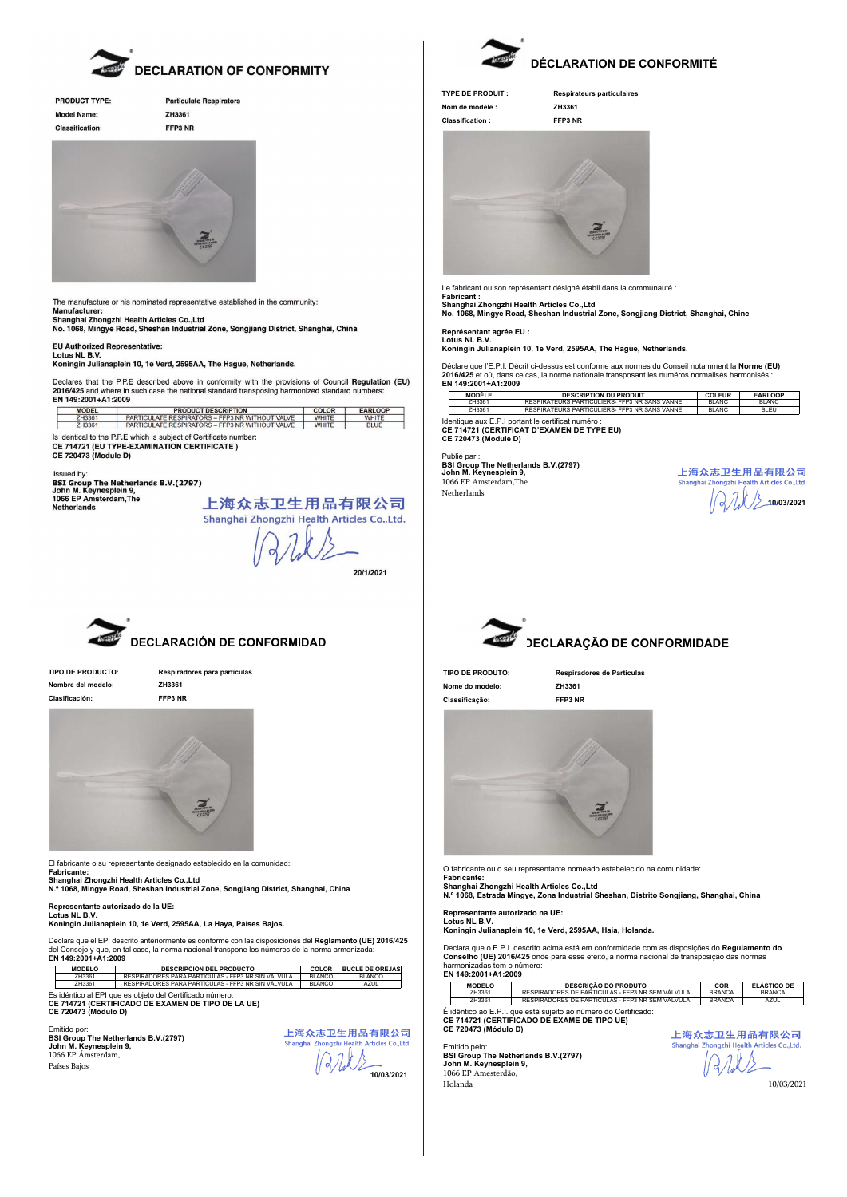# DECLARATION OF CONFORMITY

**PRODUCT TYPE:** Particulate Respirators

**Model Name:** ZH3361

**Classification:** FFP3 NR

The manufacture or his nominated representative established in the community:
**Manufacturer:**
**Shanghai Zhongzhi Health Articles Co.,Ltd**
**No. 1068, Mingye Road, Sheshan Industrial Zone, Songjiang District, Shanghai, China**

**EU Authorized Representative:**
**Lotus NL B.V.**
**Koningin Julianaplein 10, 1e Verd, 2595AA, The Hague, Netherlands.**

Declares that the P.P.E described above in conformity with the provisions of Council **Regulation (EU) 2016/425** and where in such case the national standard transposing harmonized standard numbers:
**EN 149:2001+A1:2009**

| MODEL | PRODUCT DESCRIPTION | COLOR | EARLOOP |
|---|---|---|---|
| ZH3361 | PARTICULATE RESPIRATORS – FFP3 NR WITHOUT VALVE | WHITE | WHITE |
| ZH3361 | PARTICULATE RESPIRATORS – FFP3 NR WITHOUT VALVE | WHITE | BLUE |

Is identical to the P.P.E which is subject of Certificate number:
**CE 714721 (EU TYPE-EXAMINATION CERTIFICATE )**
**CE 720473 (Module D)**

Issued by:
**BSI Group The Netherlands B.V.(2797)**
**John M. Keynesplein 9,**
**1066 EP Amsterdam,The Netherlands**

上海众志卫生用品有限公司
Shanghai Zhongzhi Health Articles Co.,Ltd.

**20/1/2021**

# DÉCLARATION DE CONFORMITÉ

**TYPE DE PRODUIT :** Respirateurs particulaires

**Nom de modèle :** ZH3361

**Classification :** FFP3 NR

Le fabricant ou son représentant désigné établi dans la communauté :
**Fabricant :**
**Shanghai Zhongzhi Health Articles Co.,Ltd**
**No. 1068, Mingye Road, Sheshan Industrial Zone, Songjiang District, Shanghai, Chine**

**Représentant agrée EU :**
**Lotus NL B.V.**
**Koningin Julianaplein 10, 1e Verd, 2595AA, The Hague, Netherlands.**

Déclare que l'E.P.I. Décrit ci-dessus est conforme aux normes du Conseil notamment la **Norme (EU) 2016/425** et où, dans ce cas, la norme nationale transposant les numéros normalisés harmonisés :
**EN 149:2001+A1:2009**

| MODÈLE | DESCRIPTION DU PRODUIT | COLEUR | EARLOOP |
|---|---|---|---|
| ZH3361 | RESPIRATEURS PARTICULIERS- FFP3 NR SANS VANNE | BLANC | BLANC |
| ZH3361 | RESPIRATEURS PARTICULIERS- FFP3 NR SANS VANNE | BLANC | BLEU |

Identique aux E.P.I portant le certificat numéro :
**CE 714721 (CERTIFICAT D'EXAMEN DE TYPE EU)**
**CE 720473 (Module D)**

Publié par :
**BSI Group The Netherlands B.V.(2797)**
**John M. Keynesplein 9,**
1066 EP Amsterdam,The Netherlands

上海众志卫生用品有限公司
Shanghai Zhongzhi Health Articles Co.,Ltd

**10/03/2021**

# DECLARACIÓN DE CONFORMIDAD

**TIPO DE PRODUCTO:** Respiradores para partículas

**Nombre del modelo:** ZH3361

**Clasificación:** FFP3 NR

El fabricante o su representante designado establecido en la comunidad:
**Fabricante:**
**Shanghai Zhongzhi Health Articles Co.,Ltd**
**N.º 1068, Mingye Road, Sheshan Industrial Zone, Songjiang District, Shanghai, China**

**Representante autorizado de la UE:**
**Lotus NL B.V.**
**Koningin Julianaplein 10, 1e Verd, 2595AA, La Haya, Países Bajos.**

Declara que el EPI descrito anteriormente es conforme con las disposiciones del **Reglamento (UE) 2016/425** del Consejo y que, en tal caso, la norma nacional transpone los números de la norma armonizada:
**EN 149:2001+A1:2009**

| MODELO | DESCRIPCIÓN DEL PRODUCTO | COLOR | BUCLE DE OREJAS |
|---|---|---|---|
| ZH3361 | RESPIRADORES PARA PARTÍCULAS - FFP3 NR SIN VÁLVULA | BLANCO | BLANCO |
| ZH3361 | RESPIRADORES PARA PARTÍCULAS - FFP3 NR SIN VÁLVULA | BLANCO | AZUL |

Es idéntico al EPI que es objeto del Certificado número:
**CE 714721 (CERTIFICADO DE EXAMEN DE TIPO DE LA UE)**
**CE 720473 (Módulo D)**

Emitido por:
**BSI Group The Netherlands B.V.(2797)**
**John M. Keynesplein 9,**
1066 EP Ámsterdam,
Países Bajos

上海众志卫生用品有限公司
Shanghai Zhongzhi Health Articles Co.,Ltd.

**10/03/2021**

# DECLARAÇÃO DE CONFORMIDADE

**TIPO DE PRODUTO:** Respiradores de Partículas

**Nome do modelo:** ZH3361

**Classificação:** FFP3 NR

O fabricante ou o seu representante nomeado estabelecido na comunidade:
**Fabricante:**
**Shanghai Zhongzhi Health Articles Co.,Ltd**
**N.º 1068, Estrada Mingye, Zona Industrial Sheshan, Distrito Songjiang, Shanghai, China**

**Representante autorizado na UE:**
**Lotus NL B.V.**
**Koningin Julianaplein 10, 1e Verd, 2595AA, Haia, Holanda.**

Declara que o E.P.I. descrito acima está em conformidade com as disposições do **Regulamento do Conselho (UE) 2016/425** onde para esse efeito, a norma nacional de transposição das normas harmonizadas tem o número:
**EN 149:2001+A1:2009**

| MODELO | DESCRIÇÃO DO PRODUTO | COR | ELÁSTICO DE |
|---|---|---|---|
| ZH3361 | RESPIRADORES DE PARTÍCULAS - FFP3 NR SEM VÁLVULA | BRANCA | BRANCA |
| ZH3361 | RESPIRADORES DE PARTÍCULAS - FFP3 NR SEM VÁLVULA | BRANCA | AZUL |

É idêntico ao E.P.I. que está sujeito ao número do Certificado:
**CE 714721 (CERTIFICADO DE EXAME DE TIPO UE)**
**CE 720473 (Módulo D)**

Emitido pelo:
**BSI Group The Netherlands B.V.(2797)**
**John M. Keynesplein 9,**
1066 EP Amesterdão,
Holanda

上海众志卫生用品有限公司
Shanghai Zhongzhi Health Articles Co.,Ltd.

10/03/2021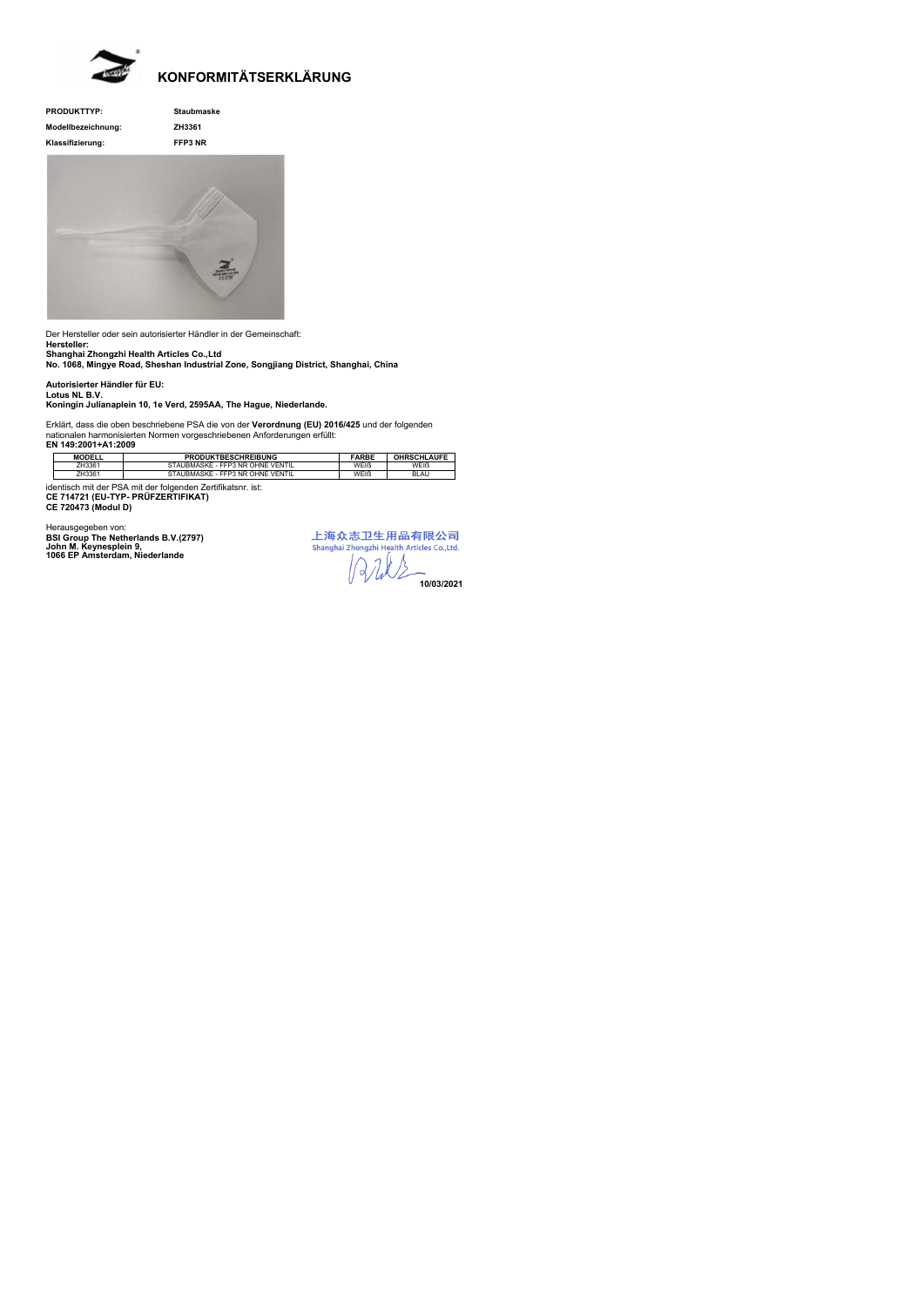# KONFORMITÄTSERKLÄRUNG

**PRODUKTTYP:** **Staubmaske**

**Modellbezeichnung:** **ZH3361**

**Klassifizierung:** **FFP3 NR**

Der Hersteller oder sein autorisierter Händler in der Gemeinschaft:

**Hersteller:**
**Shanghai Zhongzhi Health Articles Co.,Ltd**
**No. 1068, Mingye Road, Sheshan Industrial Zone, Songjiang District, Shanghai, China**

**Autorisierter Händler für EU:**
**Lotus NL B.V.**
**Koningin Julianaplein 10, 1e Verd, 2595AA, The Hague, Niederlande.**

Erklärt, dass die oben beschriebene PSA die von der **Verordnung (EU) 2016/425** und der folgenden nationalen harmonisierten Normen vorgeschriebenen Anforderungen erfüllt:
**EN 149:2001+A1:2009**

| MODELL | PRODUKTBESCHREIBUNG | FARBE | OHRSCHLAUFE |
|---|---|---|---|
| ZH3361 | STAUBMASKE - FFP3 NR OHNE VENTIL | WEIß | WEIß |
| ZH3361 | STAUBMASKE - FFP3 NR OHNE VENTIL | WEIß | BLAU |

identisch mit der PSA mit der folgenden Zertifikatsnr. ist:
**CE 714721 (EU-TYP- PRÜFZERTIFIKAT)**
**CE 720473 (Modul D)**

Herausgegeben von:
**BSI Group The Netherlands B.V.(2797)**
**John M. Keynesplein 9,**
**1066 EP Amsterdam, Niederlande**

上海众志卫生用品有限公司
Shanghai Zhongzhi Health Articles Co.,Ltd.

**10/03/2021**